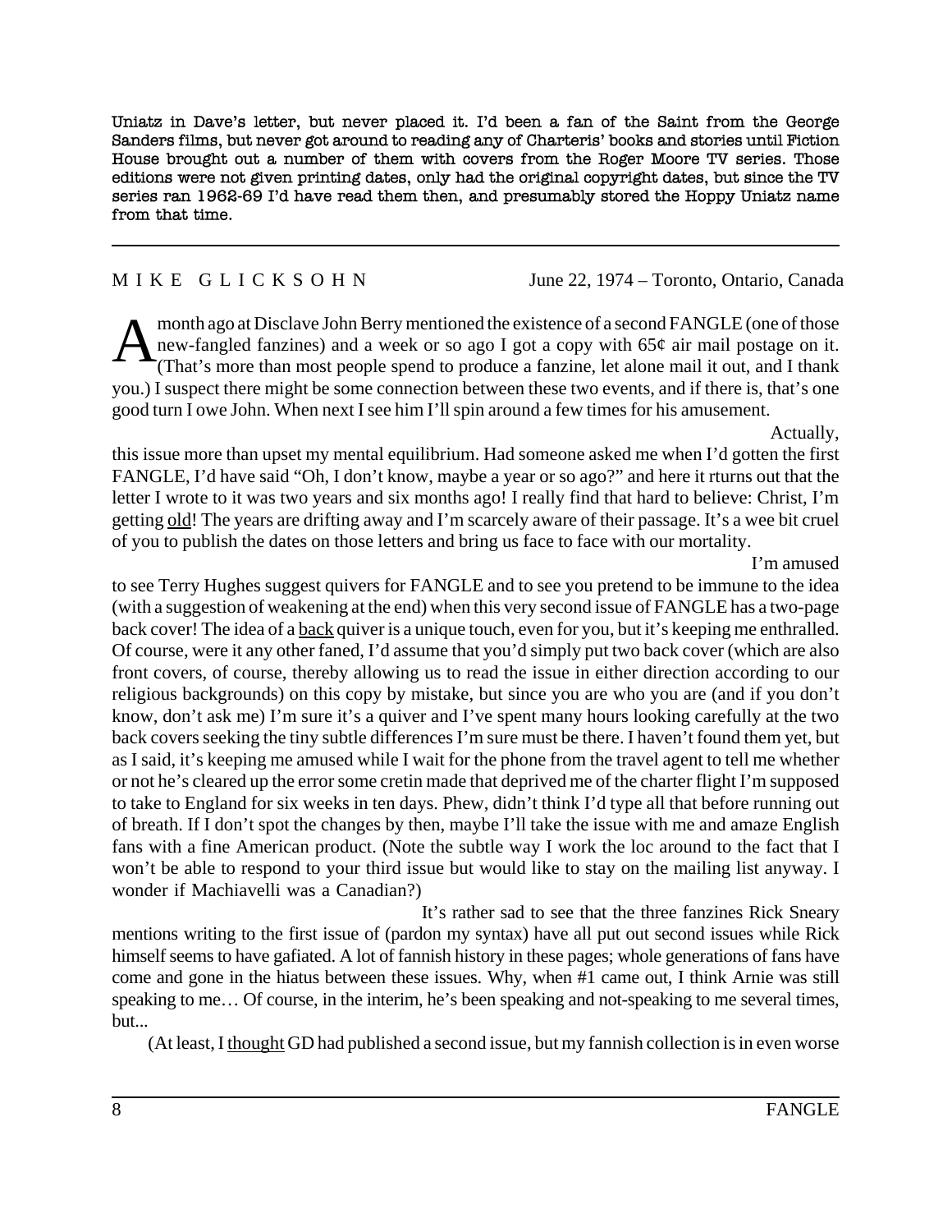Uniatz in Dave's letter, but never placed it. I'd been a fan of the Saint from the George Sanders films, but never got around to reading any of Charteris' books and stories until Fiction House brought out a number of them with covers from the Roger Moore TV series. Those editions were not given printing dates, only had the original copyright dates, but since the TV series ran 1962-69 I'd have read them then, and presumably stored the Hoppy Uniatz name from that time.

---

M I K E   G L I C K S O H N — June 22, 1974 – Toronto, Ontario, Canada

A month ago at Disclave John Berry mentioned the existence of a second FANGLE (one of those new-fangled fanzines) and a week or so ago I got a copy with 65¢ air mail postage on it. (That's more than most people spend to produce a fanzine, let alone mail it out, and I thank you.) I suspect there might be some connection between these two events, and if there is, that's one good turn I owe John. When next I see him I'll spin around a few times for his amusement.

Actually, this issue more than upset my mental equilibrium. Had someone asked me when I'd gotten the first FANGLE, I'd have said "Oh, I don't know, maybe a year or so ago?" and here it rturns out that the letter I wrote to it was two years and six months ago! I really find that hard to believe: Christ, I'm getting <u>old</u>! The years are drifting away and I'm scarcely aware of their passage. It's a wee bit cruel of you to publish the dates on those letters and bring us face to face with our mortality.

I'm amused to see Terry Hughes suggest quivers for FANGLE and to see you pretend to be immune to the idea (with a suggestion of weakening at the end) when this very second issue of FANGLE has a two-page back cover! The idea of a <u>back</u> quiver is a unique touch, even for you, but it's keeping me enthralled. Of course, were it any other faned, I'd assume that you'd simply put two back cover (which are also front covers, of course, thereby allowing us to read the issue in either direction according to our religious backgrounds) on this copy by mistake, but since you are who you are (and if you don't know, don't ask me) I'm sure it's a quiver and I've spent many hours looking carefully at the two back covers seeking the tiny subtle differences I'm sure must be there. I haven't found them yet, but as I said, it's keeping me amused while I wait for the phone from the travel agent to tell me whether or not he's cleared up the error some cretin made that deprived me of the charter flight I'm supposed to take to England for six weeks in ten days. Phew, didn't think I'd type all that before running out of breath. If I don't spot the changes by then, maybe I'll take the issue with me and amaze English fans with a fine American product. (Note the subtle way I work the loc around to the fact that I won't be able to respond to your third issue but would like to stay on the mailing list anyway. I wonder if Machiavelli was a Canadian?)

It's rather sad to see that the three fanzines Rick Sneary mentions writing to the first issue of (pardon my syntax) have all put out second issues while Rick himself seems to have gafiated. A lot of fannish history in these pages; whole generations of fans have come and gone in the hiatus between these issues. Why, when #1 came out, I think Arnie was still speaking to me… Of course, in the interim, he's been speaking and not-speaking to me several times, but...

(At least, I <u>thought</u> GD had published a second issue, but my fannish collection is in even worse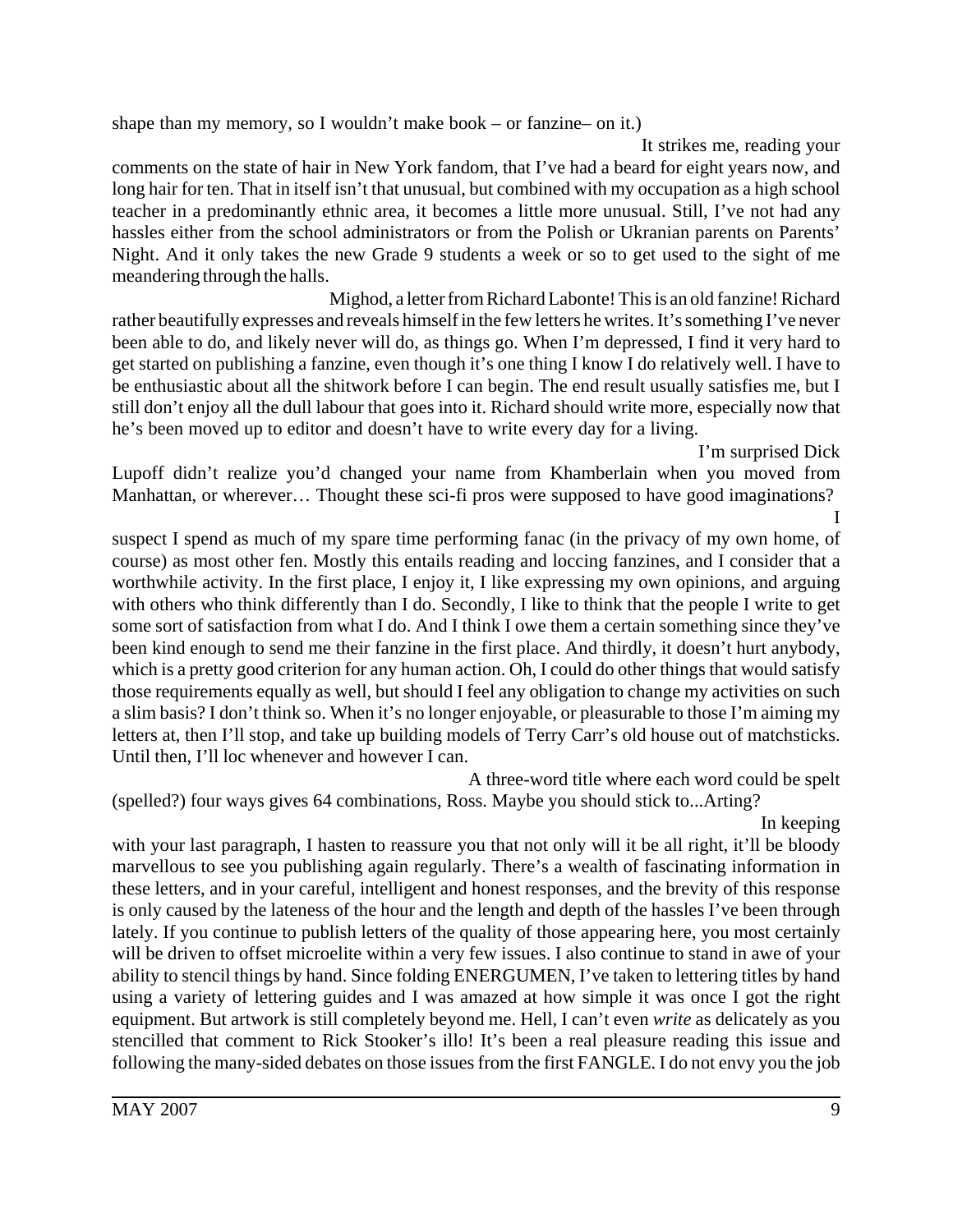shape than my memory, so I wouldn't make book – or fanzine– on it.)

It strikes me, reading your comments on the state of hair in New York fandom, that I've had a beard for eight years now, and long hair for ten. That in itself isn't that unusual, but combined with my occupation as a high school teacher in a predominantly ethnic area, it becomes a little more unusual. Still, I've not had any hassles either from the school administrators or from the Polish or Ukranian parents on Parents' Night. And it only takes the new Grade 9 students a week or so to get used to the sight of me meandering through the halls.

Mighod, a letter from Richard Labonte! This is an old fanzine! Richard rather beautifully expresses and reveals himself in the few letters he writes. It's something I've never been able to do, and likely never will do, as things go. When I'm depressed, I find it very hard to get started on publishing a fanzine, even though it's one thing I know I do relatively well. I have to be enthusiastic about all the shitwork before I can begin. The end result usually satisfies me, but I still don't enjoy all the dull labour that goes into it. Richard should write more, especially now that he's been moved up to editor and doesn't have to write every day for a living.

I'm surprised Dick Lupoff didn't realize you'd changed your name from Khamberlain when you moved from Manhattan, or wherever… Thought these sci-fi pros were supposed to have good imaginations?

I suspect I spend as much of my spare time performing fanac (in the privacy of my own home, of course) as most other fen. Mostly this entails reading and loccing fanzines, and I consider that a worthwhile activity. In the first place, I enjoy it, I like expressing my own opinions, and arguing with others who think differently than I do. Secondly, I like to think that the people I write to get some sort of satisfaction from what I do. And I think I owe them a certain something since they've been kind enough to send me their fanzine in the first place. And thirdly, it doesn't hurt anybody, which is a pretty good criterion for any human action. Oh, I could do other things that would satisfy those requirements equally as well, but should I feel any obligation to change my activities on such a slim basis? I don't think so. When it's no longer enjoyable, or pleasurable to those I'm aiming my letters at, then I'll stop, and take up building models of Terry Carr's old house out of matchsticks. Until then, I'll loc whenever and however I can.

A three-word title where each word could be spelt (spelled?) four ways gives 64 combinations, Ross. Maybe you should stick to...Arting?

In keeping with your last paragraph, I hasten to reassure you that not only will it be all right, it'll be bloody marvellous to see you publishing again regularly. There's a wealth of fascinating information in these letters, and in your careful, intelligent and honest responses, and the brevity of this response is only caused by the lateness of the hour and the length and depth of the hassles I've been through lately. If you continue to publish letters of the quality of those appearing here, you most certainly will be driven to offset microelite within a very few issues. I also continue to stand in awe of your ability to stencil things by hand. Since folding ENERGUMEN, I've taken to lettering titles by hand using a variety of lettering guides and I was amazed at how simple it was once I got the right equipment. But artwork is still completely beyond me. Hell, I can't even *write* as delicately as you stencilled that comment to Rick Stooker's illo! It's been a real pleasure reading this issue and following the many-sided debates on those issues from the first FANGLE. I do not envy you the job